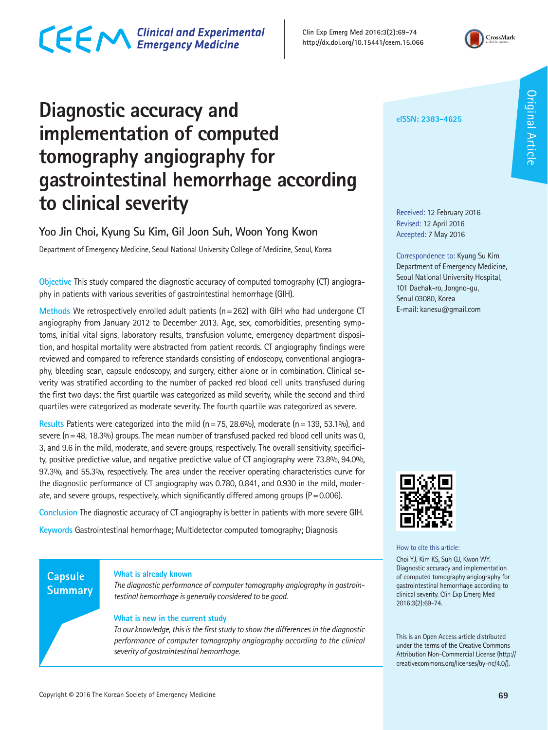# Diagnostic accuracy and implementation of computed tomography angiography for gastrointestinal hemorrhage according to clinical severity

Yoo Jin Choi, Kyung Su Kim, Gil Joon Suh, Woon Yong Kwon

Department of Emergency Medicine, Seoul National University College of Medicine, Seoul, Korea

eISSN: 2383-4625

Original Article

Received: 12 February 2016
Revised: 12 April 2016
Accepted: 7 May 2016

Correspondence to: Kyung Su Kim
Department of Emergency Medicine, Seoul National University Hospital, 101 Daehak-ro, Jongno-gu, Seoul 03080, Korea
E-mail: kanesu@gmail.com

**Objective** This study compared the diagnostic accuracy of computed tomography (CT) angiography in patients with various severities of gastrointestinal hemorrhage (GIH).

**Methods** We retrospectively enrolled adult patients (n = 262) with GIH who had undergone CT angiography from January 2012 to December 2013. Age, sex, comorbidities, presenting symptoms, initial vital signs, laboratory results, transfusion volume, emergency department disposition, and hospital mortality were abstracted from patient records. CT angiography findings were reviewed and compared to reference standards consisting of endoscopy, conventional angiography, bleeding scan, capsule endoscopy, and surgery, either alone or in combination. Clinical severity was stratified according to the number of packed red blood cell units transfused during the first two days: the first quartile was categorized as mild severity, while the second and third quartiles were categorized as moderate severity. The fourth quartile was categorized as severe.

**Results** Patients were categorized into the mild (n = 75, 28.6%), moderate (n = 139, 53.1%), and severe (n = 48, 18.3%) groups. The mean number of transfused packed red blood cell units was 0, 3, and 9.6 in the mild, moderate, and severe groups, respectively. The overall sensitivity, specificity, positive predictive value, and negative predictive value of CT angiography were 73.8%, 94.0%, 97.3%, and 55.3%, respectively. The area under the receiver operating characteristics curve for the diagnostic performance of CT angiography was 0.780, 0.841, and 0.930 in the mild, moderate, and severe groups, respectively, which significantly differed among groups (P = 0.006).

**Conclusion** The diagnostic accuracy of CT angiography is better in patients with more severe GIH.

**Keywords** Gastrointestinal hemorrhage; Multidetector computed tomography; Diagnosis

## Capsule Summary

**What is already known**

*The diagnostic performance of computer tomography angiography in gastrointestinal hemorrhage is generally considered to be good.*

**What is new in the current study**

*To our knowledge, this is the first study to show the differences in the diagnostic performance of computer tomography angiography according to the clinical severity of gastrointestinal hemorrhage.*

How to cite this article:
Choi YJ, Kim KS, Suh GJ, Kwon WY. Diagnostic accuracy and implementation of computed tomography angiography for gastrointestinal hemorrhage according to clinical severity. Clin Exp Emerg Med 2016;3(2):69-74.

This is an Open Access article distributed under the terms of the Creative Commons Attribution Non-Commercial License (http://creativecommons.org/licenses/by-nc/4.0/).

Copyright © 2016 The Korean Society of Emergency Medicine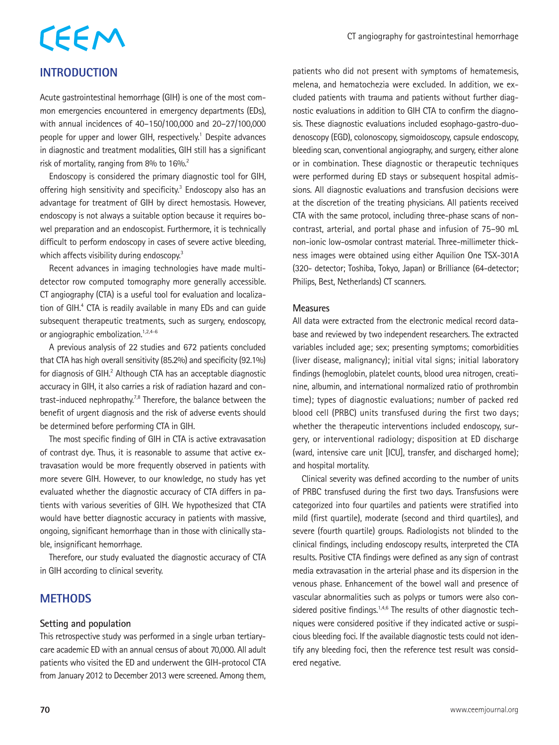## INTRODUCTION

Acute gastrointestinal hemorrhage (GIH) is one of the most common emergencies encountered in emergency departments (EDs), with annual incidences of 40–150/100,000 and 20–27/100,000 people for upper and lower GIH, respectively.[1] Despite advances in diagnostic and treatment modalities, GIH still has a significant risk of mortality, ranging from 8% to 16%.[2]

Endoscopy is considered the primary diagnostic tool for GIH, offering high sensitivity and specificity.[3] Endoscopy also has an advantage for treatment of GIH by direct hemostasis. However, endoscopy is not always a suitable option because it requires bowel preparation and an endoscopist. Furthermore, it is technically difficult to perform endoscopy in cases of severe active bleeding, which affects visibility during endoscopy.[3]

Recent advances in imaging technologies have made multidetector row computed tomography more generally accessible. CT angiography (CTA) is a useful tool for evaluation and localization of GIH.[4] CTA is readily available in many EDs and can guide subsequent therapeutic treatments, such as surgery, endoscopy, or angiographic embolization.[1,2,4-6]

A previous analysis of 22 studies and 672 patients concluded that CTA has high overall sensitivity (85.2%) and specificity (92.1%) for diagnosis of GIH.[2] Although CTA has an acceptable diagnostic accuracy in GIH, it also carries a risk of radiation hazard and contrast-induced nephropathy.[7,8] Therefore, the balance between the benefit of urgent diagnosis and the risk of adverse events should be determined before performing CTA in GIH.

The most specific finding of GIH in CTA is active extravasation of contrast dye. Thus, it is reasonable to assume that active extravasation would be more frequently observed in patients with more severe GIH. However, to our knowledge, no study has yet evaluated whether the diagnostic accuracy of CTA differs in patients with various severities of GIH. We hypothesized that CTA would have better diagnostic accuracy in patients with massive, ongoing, significant hemorrhage than in those with clinically stable, insignificant hemorrhage.

Therefore, our study evaluated the diagnostic accuracy of CTA in GIH according to clinical severity.

## METHODS

### Setting and population

This retrospective study was performed in a single urban tertiary-care academic ED with an annual census of about 70,000. All adult patients who visited the ED and underwent the GIH-protocol CTA from January 2012 to December 2013 were screened. Among them, patients who did not present with symptoms of hematemesis, melena, and hematochezia were excluded. In addition, we excluded patients with trauma and patients without further diagnostic evaluations in addition to GIH CTA to confirm the diagnosis. These diagnostic evaluations included esophago-gastro-duodenoscopy (EGD), colonoscopy, sigmoidoscopy, capsule endoscopy, bleeding scan, conventional angiography, and surgery, either alone or in combination. These diagnostic or therapeutic techniques were performed during ED stays or subsequent hospital admissions. All diagnostic evaluations and transfusion decisions were at the discretion of the treating physicians. All patients received CTA with the same protocol, including three-phase scans of noncontrast, arterial, and portal phase and infusion of 75–90 mL non-ionic low-osmolar contrast material. Three-millimeter thickness images were obtained using either Aquilion One TSX-301A (320- detector; Toshiba, Tokyo, Japan) or Brilliance (64-detector; Philips, Best, Netherlands) CT scanners.

### Measures

All data were extracted from the electronic medical record database and reviewed by two independent researchers. The extracted variables included age; sex; presenting symptoms; comorbidities (liver disease, malignancy); initial vital signs; initial laboratory findings (hemoglobin, platelet counts, blood urea nitrogen, creatinine, albumin, and international normalized ratio of prothrombin time); types of diagnostic evaluations; number of packed red blood cell (PRBC) units transfused during the first two days; whether the therapeutic interventions included endoscopy, surgery, or interventional radiology; disposition at ED discharge (ward, intensive care unit [ICU], transfer, and discharged home); and hospital mortality.

Clinical severity was defined according to the number of units of PRBC transfused during the first two days. Transfusions were categorized into four quartiles and patients were stratified into mild (first quartile), moderate (second and third quartiles), and severe (fourth quartile) groups. Radiologists not blinded to the clinical findings, including endoscopy results, interpreted the CTA results. Positive CTA findings were defined as any sign of contrast media extravasation in the arterial phase and its dispersion in the venous phase. Enhancement of the bowel wall and presence of vascular abnormalities such as polyps or tumors were also considered positive findings.[1,4,6] The results of other diagnostic techniques were considered positive if they indicated active or suspicious bleeding foci. If the available diagnostic tests could not identify any bleeding foci, then the reference test result was considered negative.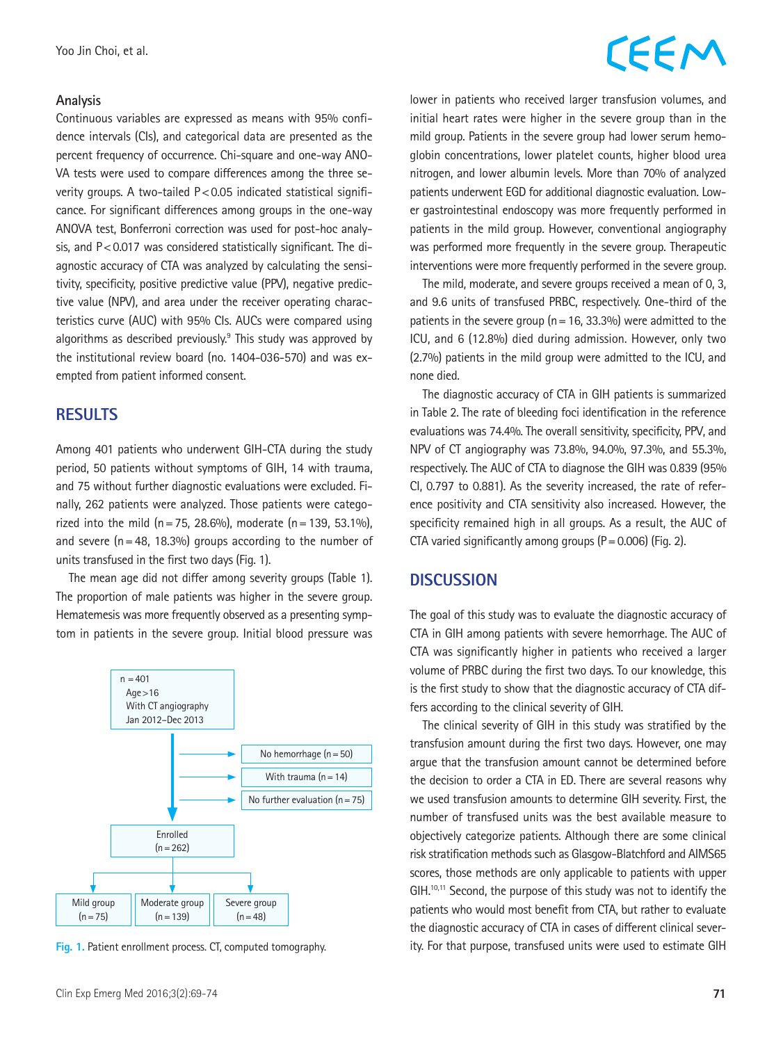### Analysis

Continuous variables are expressed as means with 95% confidence intervals (CIs), and categorical data are presented as the percent frequency of occurrence. Chi-square and one-way ANOVA tests were used to compare differences among the three severity groups. A two-tailed $P<0.05$ indicated statistical significance. For significant differences among groups in the one-way ANOVA test, Bonferroni correction was used for post-hoc analysis, and $P<0.017$ was considered statistically significant. The diagnostic accuracy of CTA was analyzed by calculating the sensitivity, specificity, positive predictive value (PPV), negative predictive value (NPV), and area under the receiver operating characteristics curve (AUC) with 95% CIs. AUCs were compared using algorithms as described previously.[9] This study was approved by the institutional review board (no. 1404-036-570) and was exempted from patient informed consent.

## RESULTS

Among 401 patients who underwent GIH-CTA during the study period, 50 patients without symptoms of GIH, 14 with trauma, and 75 without further diagnostic evaluations were excluded. Finally, 262 patients were analyzed. Those patients were categorized into the mild (n=75, 28.6%), moderate (n=139, 53.1%), and severe (n=48, 18.3%) groups according to the number of units transfused in the first two days (Fig. 1).

The mean age did not differ among severity groups (Table 1). The proportion of male patients was higher in the severe group. Hematemesis was more frequently observed as a presenting symptom in patients in the severe group. Initial blood pressure was lower in patients who received larger transfusion volumes, and initial heart rates were higher in the severe group than in the mild group. Patients in the severe group had lower serum hemoglobin concentrations, lower platelet counts, higher blood urea nitrogen, and lower albumin levels. More than 70% of analyzed patients underwent EGD for additional diagnostic evaluation. Lower gastrointestinal endoscopy was more frequently performed in patients in the mild group. However, conventional angiography was performed more frequently in the severe group. Therapeutic interventions were more frequently performed in the severe group.

The mild, moderate, and severe groups received a mean of 0, 3, and 9.6 units of transfused PRBC, respectively. One-third of the patients in the severe group (n=16, 33.3%) were admitted to the ICU, and 6 (12.8%) died during admission. However, only two (2.7%) patients in the mild group were admitted to the ICU, and none died.

The diagnostic accuracy of CTA in GIH patients is summarized in Table 2. The rate of bleeding foci identification in the reference evaluations was 74.4%. The overall sensitivity, specificity, PPV, and NPV of CT angiography was 73.8%, 94.0%, 97.3%, and 55.3%, respectively. The AUC of CTA to diagnose the GIH was 0.839 (95% CI, 0.797 to 0.881). As the severity increased, the rate of reference positivity and CTA sensitivity also increased. However, the specificity remained high in all groups. As a result, the AUC of CTA varied significantly among groups ($P=0.006$) (Fig. 2).

n=401
Age>16
With CT angiography
Jan 2012–Dec 2013

No hemorrhage (n=50)
With trauma (n=14)
No further evaluation (n=75)

Enrolled (n=262)

Mild group (n=75) | Moderate group (n=139) | Severe group (n=48)

Fig. 1. Patient enrollment process. CT, computed tomography.

## DISCUSSION

The goal of this study was to evaluate the diagnostic accuracy of CTA in GIH among patients with severe hemorrhage. The AUC of CTA was significantly higher in patients who received a larger volume of PRBC during the first two days. To our knowledge, this is the first study to show that the diagnostic accuracy of CTA differs according to the clinical severity of GIH.

The clinical severity of GIH in this study was stratified by the transfusion amount during the first two days. However, one may argue that the transfusion amount cannot be determined before the decision to order a CTA in ED. There are several reasons why we used transfusion amounts to determine GIH severity. First, the number of transfused units was the best available measure to objectively categorize patients. Although there are some clinical risk stratification methods such as Glasgow-Blatchford and AIMS65 scores, those methods are only applicable to patients with upper GIH.[10,11] Second, the purpose of this study was not to identify the patients who would most benefit from CTA, but rather to evaluate the diagnostic accuracy of CTA in cases of different clinical severity. For that purpose, transfused units were used to estimate GIH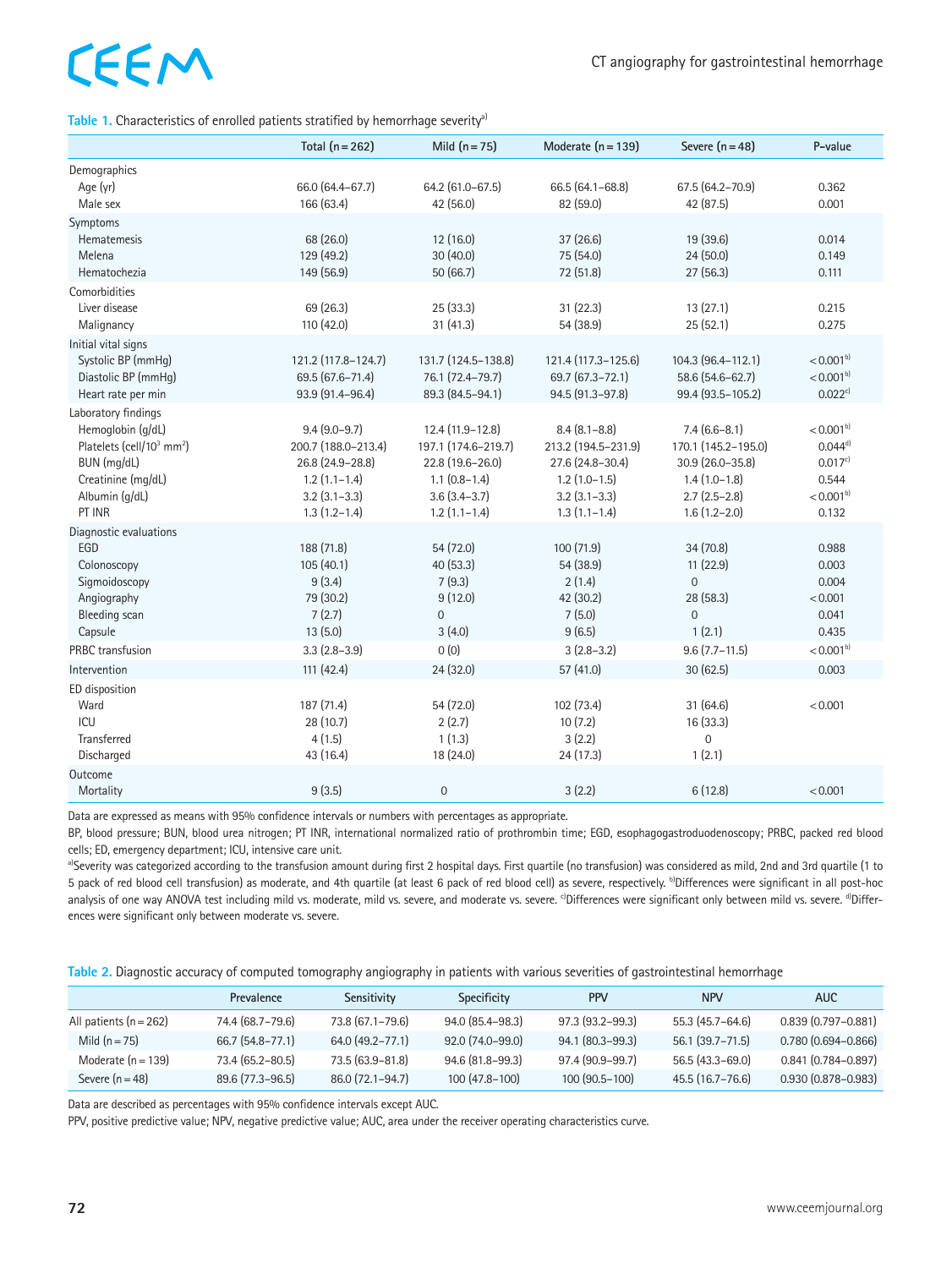**Table 1.** Characteristics of enrolled patients stratified by hemorrhage severity[a)]

| | Total (n = 262) | Mild (n = 75) | Moderate (n = 139) | Severe (n = 48) | P-value |
|---|---|---|---|---|---|
| Demographics | | | | | |
| Age (yr) | 66.0 (64.4–67.7) | 64.2 (61.0–67.5) | 66.5 (64.1–68.8) | 67.5 (64.2–70.9) | 0.362 |
| Male sex | 166 (63.4) | 42 (56.0) | 82 (59.0) | 42 (87.5) | 0.001 |
| Symptoms | | | | | |
| Hematemesis | 68 (26.0) | 12 (16.0) | 37 (26.6) | 19 (39.6) | 0.014 |
| Melena | 129 (49.2) | 30 (40.0) | 75 (54.0) | 24 (50.0) | 0.149 |
| Hematochezia | 149 (56.9) | 50 (66.7) | 72 (51.8) | 27 (56.3) | 0.111 |
| Comorbidities | | | | | |
| Liver disease | 69 (26.3) | 25 (33.3) | 31 (22.3) | 13 (27.1) | 0.215 |
| Malignancy | 110 (42.0) | 31 (41.3) | 54 (38.9) | 25 (52.1) | 0.275 |
| Initial vital signs | | | | | |
| Systolic BP (mmHg) | 121.2 (117.8–124.7) | 131.7 (124.5–138.8) | 121.4 (117.3–125.6) | 104.3 (96.4–112.1) | < 0.001[b)] |
| Diastolic BP (mmHg) | 69.5 (67.6–71.4) | 76.1 (72.4–79.7) | 69.7 (67.3–72.1) | 58.6 (54.6–62.7) | < 0.001[b)] |
| Heart rate per min | 93.9 (91.4–96.4) | 89.3 (84.5–94.1) | 94.5 (91.3–97.8) | 99.4 (93.5–105.2) | 0.022[c)] |
| Laboratory findings | | | | | |
| Hemoglobin (g/dL) | 9.4 (9.0–9.7) | 12.4 (11.9–12.8) | 8.4 (8.1–8.8) | 7.4 (6.6–8.1) | < 0.001[b)] |
| Platelets (cell/$10^3$ $mm^2$) | 200.7 (188.0–213.4) | 197.1 (174.6–219.7) | 213.2 (194.5–231.9) | 170.1 (145.2–195.0) | 0.044[d)] |
| BUN (mg/dL) | 26.8 (24.9–28.8) | 22.8 (19.6–26.0) | 27.6 (24.8–30.4) | 30.9 (26.0–35.8) | 0.017[c)] |
| Creatinine (mg/dL) | 1.2 (1.1–1.4) | 1.1 (0.8–1.4) | 1.2 (1.0–1.5) | 1.4 (1.0–1.8) | 0.544 |
| Albumin (g/dL) | 3.2 (3.1–3.3) | 3.6 (3.4–3.7) | 3.2 (3.1–3.3) | 2.7 (2.5–2.8) | < 0.001[b)] |
| PT INR | 1.3 (1.2–1.4) | 1.2 (1.1–1.4) | 1.3 (1.1–1.4) | 1.6 (1.2–2.0) | 0.132 |
| Diagnostic evaluations | | | | | |
| EGD | 188 (71.8) | 54 (72.0) | 100 (71.9) | 34 (70.8) | 0.988 |
| Colonoscopy | 105 (40.1) | 40 (53.3) | 54 (38.9) | 11 (22.9) | 0.003 |
| Sigmoidoscopy | 9 (3.4) | 7 (9.3) | 2 (1.4) | 0 | 0.004 |
| Angiography | 79 (30.2) | 9 (12.0) | 42 (30.2) | 28 (58.3) | < 0.001 |
| Bleeding scan | 7 (2.7) | 0 | 7 (5.0) | 0 | 0.041 |
| Capsule | 13 (5.0) | 3 (4.0) | 9 (6.5) | 1 (2.1) | 0.435 |
| PRBC transfusion | 3.3 (2.8–3.9) | 0 (0) | 3 (2.8–3.2) | 9.6 (7.7–11.5) | < 0.001[b)] |
| Intervention | 111 (42.4) | 24 (32.0) | 57 (41.0) | 30 (62.5) | 0.003 |
| ED disposition | | | | | |
| Ward | 187 (71.4) | 54 (72.0) | 102 (73.4) | 31 (64.6) | < 0.001 |
| ICU | 28 (10.7) | 2 (2.7) | 10 (7.2) | 16 (33.3) | |
| Transferred | 4 (1.5) | 1 (1.3) | 3 (2.2) | 0 | |
| Discharged | 43 (16.4) | 18 (24.0) | 24 (17.3) | 1 (2.1) | |
| Outcome | | | | | |
| Mortality | 9 (3.5) | 0 | 3 (2.2) | 6 (12.8) | < 0.001 |

Data are expressed as means with 95% confidence intervals or numbers with percentages as appropriate.

BP, blood pressure; BUN, blood urea nitrogen; PT INR, international normalized ratio of prothrombin time; EGD, esophagogastroduodenoscopy; PRBC, packed red blood cells; ED, emergency department; ICU, intensive care unit.

[a)]Severity was categorized according to the transfusion amount during first 2 hospital days. First quartile (no transfusion) was considered as mild, 2nd and 3rd quartile (1 to 5 pack of red blood cell transfusion) as moderate, and 4th quartile (at least 6 pack of red blood cell) as severe, respectively. [b)]Differences were significant in all post-hoc analysis of one way ANOVA test including mild vs. moderate, mild vs. severe, and moderate vs. severe. [c)]Differences were significant only between mild vs. severe. [d)]Differences were significant only between moderate vs. severe.

**Table 2.** Diagnostic accuracy of computed tomography angiography in patients with various severities of gastrointestinal hemorrhage

| | Prevalence | Sensitivity | Specificity | PPV | NPV | AUC |
|---|---|---|---|---|---|---|
| All patients (n = 262) | 74.4 (68.7–79.6) | 73.8 (67.1–79.6) | 94.0 (85.4–98.3) | 97.3 (93.2–99.3) | 55.3 (45.7–64.6) | 0.839 (0.797–0.881) |
| Mild (n = 75) | 66.7 (54.8–77.1) | 64.0 (49.2–77.1) | 92.0 (74.0–99.0) | 94.1 (80.3–99.3) | 56.1 (39.7–71.5) | 0.780 (0.694–0.866) |
| Moderate (n = 139) | 73.4 (65.2–80.5) | 73.5 (63.9–81.8) | 94.6 (81.8–99.3) | 97.4 (90.9–99.7) | 56.5 (43.3–69.0) | 0.841 (0.784–0.897) |
| Severe (n = 48) | 89.6 (77.3–96.5) | 86.0 (72.1–94.7) | 100 (47.8–100) | 100 (90.5–100) | 45.5 (16.7–76.6) | 0.930 (0.878–0.983) |

Data are described as percentages with 95% confidence intervals except AUC.

PPV, positive predictive value; NPV, negative predictive value; AUC, area under the receiver operating characteristics curve.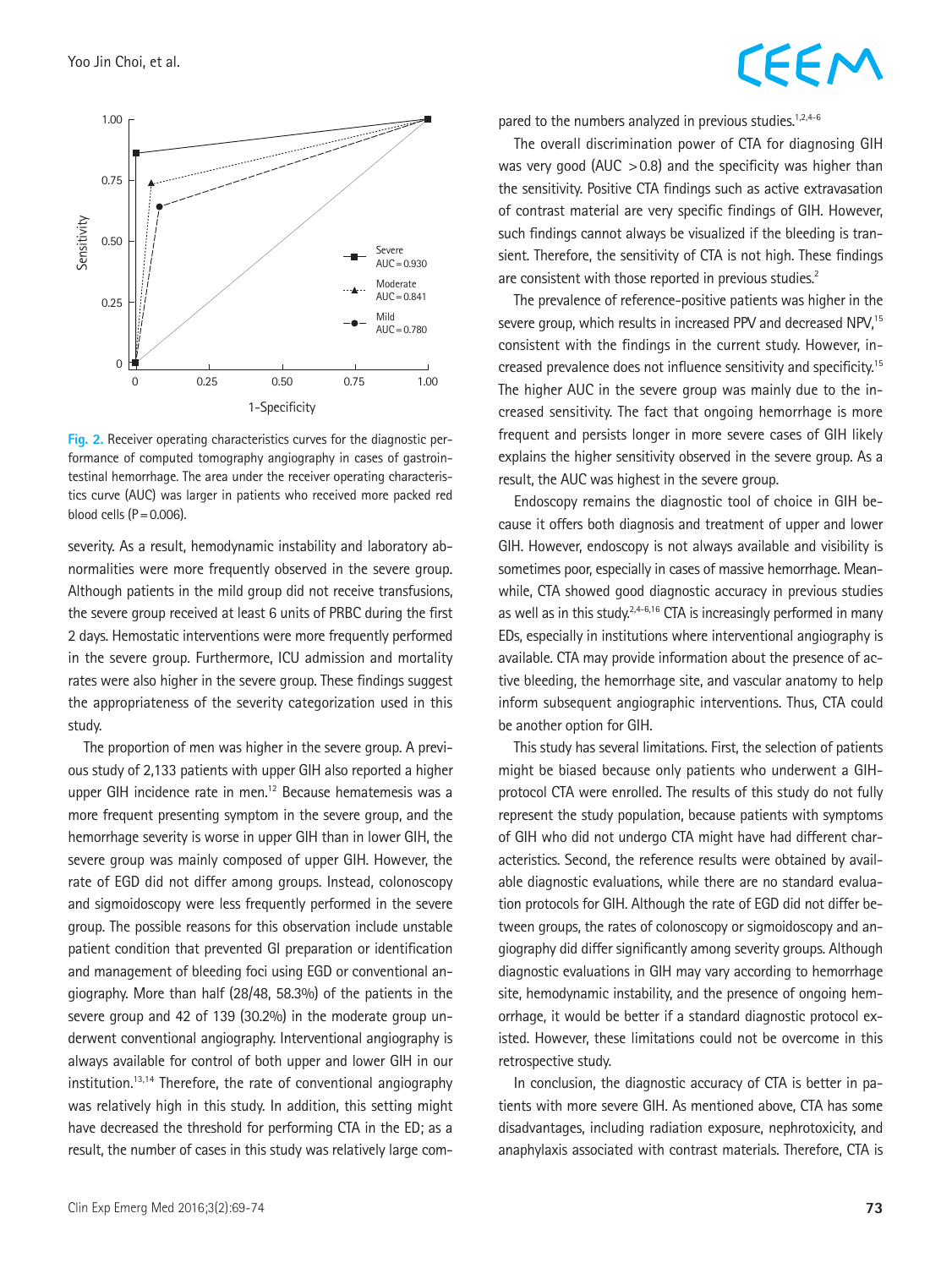Fig. 2. Receiver operating characteristics curves for the diagnostic performance of computed tomography angiography in cases of gastrointestinal hemorrhage. The area under the receiver operating characteristics curve (AUC) was larger in patients who received more packed red blood cells (P=0.006).

severity. As a result, hemodynamic instability and laboratory abnormalities were more frequently observed in the severe group. Although patients in the mild group did not receive transfusions, the severe group received at least 6 units of PRBC during the first 2 days. Hemostatic interventions were more frequently performed in the severe group. Furthermore, ICU admission and mortality rates were also higher in the severe group. These findings suggest the appropriateness of the severity categorization used in this study.

The proportion of men was higher in the severe group. A previous study of 2,133 patients with upper GIH also reported a higher upper GIH incidence rate in men.[12] Because hematemesis was a more frequent presenting symptom in the severe group, and the hemorrhage severity is worse in upper GIH than in lower GIH, the severe group was mainly composed of upper GIH. However, the rate of EGD did not differ among groups. Instead, colonoscopy and sigmoidoscopy were less frequently performed in the severe group. The possible reasons for this observation include unstable patient condition that prevented GI preparation or identification and management of bleeding foci using EGD or conventional angiography. More than half (28/48, 58.3%) of the patients in the severe group and 42 of 139 (30.2%) in the moderate group underwent conventional angiography. Interventional angiography is always available for control of both upper and lower GIH in our institution.[13,14] Therefore, the rate of conventional angiography was relatively high in this study. In addition, this setting might have decreased the threshold for performing CTA in the ED; as a result, the number of cases in this study was relatively large compared to the numbers analyzed in previous studies.[1,2,4-6]

The overall discrimination power of CTA for diagnosing GIH was very good (AUC >0.8) and the specificity was higher than the sensitivity. Positive CTA findings such as active extravasation of contrast material are very specific findings of GIH. However, such findings cannot always be visualized if the bleeding is transient. Therefore, the sensitivity of CTA is not high. These findings are consistent with those reported in previous studies.[2]

The prevalence of reference-positive patients was higher in the severe group, which results in increased PPV and decreased NPV,[15] consistent with the findings in the current study. However, increased prevalence does not influence sensitivity and specificity.[15] The higher AUC in the severe group was mainly due to the increased sensitivity. The fact that ongoing hemorrhage is more frequent and persists longer in more severe cases of GIH likely explains the higher sensitivity observed in the severe group. As a result, the AUC was highest in the severe group.

Endoscopy remains the diagnostic tool of choice in GIH because it offers both diagnosis and treatment of upper and lower GIH. However, endoscopy is not always available and visibility is sometimes poor, especially in cases of massive hemorrhage. Meanwhile, CTA showed good diagnostic accuracy in previous studies as well as in this study.[2,4-6,16] CTA is increasingly performed in many EDs, especially in institutions where interventional angiography is available. CTA may provide information about the presence of active bleeding, the hemorrhage site, and vascular anatomy to help inform subsequent angiographic interventions. Thus, CTA could be another option for GIH.

This study has several limitations. First, the selection of patients might be biased because only patients who underwent a GIH-protocol CTA were enrolled. The results of this study do not fully represent the study population, because patients with symptoms of GIH who did not undergo CTA might have had different characteristics. Second, the reference results were obtained by available diagnostic evaluations, while there are no standard evaluation protocols for GIH. Although the rate of EGD did not differ between groups, the rates of colonoscopy or sigmoidoscopy and angiography did differ significantly among severity groups. Although diagnostic evaluations in GIH may vary according to hemorrhage site, hemodynamic instability, and the presence of ongoing hemorrhage, it would be better if a standard diagnostic protocol existed. However, these limitations could not be overcome in this retrospective study.

In conclusion, the diagnostic accuracy of CTA is better in patients with more severe GIH. As mentioned above, CTA has some disadvantages, including radiation exposure, nephrotoxicity, and anaphylaxis associated with contrast materials. Therefore, CTA is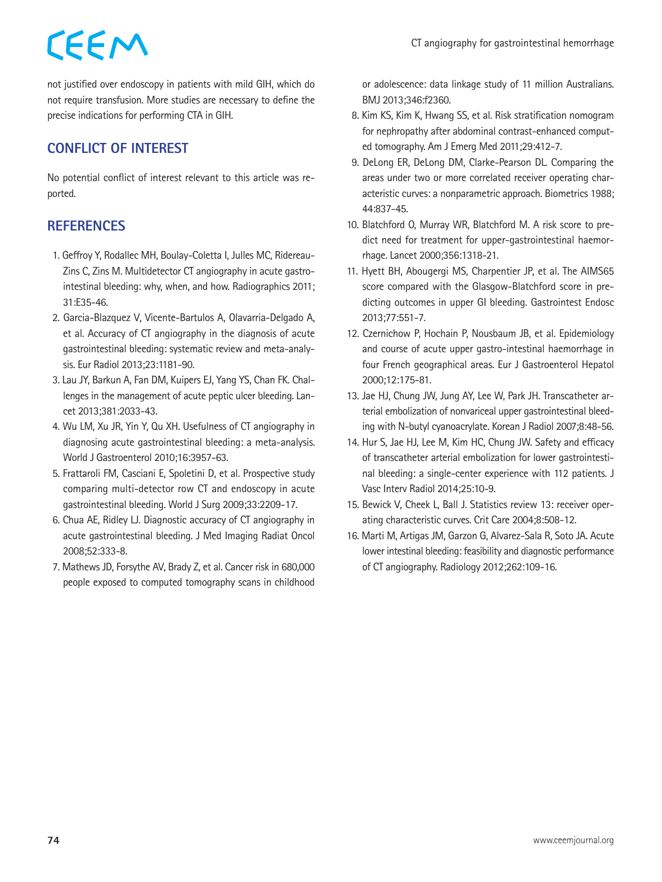not justified over endoscopy in patients with mild GIH, which do not require transfusion. More studies are necessary to define the precise indications for performing CTA in GIH.

## CONFLICT OF INTEREST

No potential conflict of interest relevant to this article was reported.

## REFERENCES

1. Geffroy Y, Rodallec MH, Boulay-Coletta I, Julles MC, Ridereau-Zins C, Zins M. Multidetector CT angiography in acute gastrointestinal bleeding: why, when, and how. Radiographics 2011; 31:E35-46.
2. Garcia-Blazquez V, Vicente-Bartulos A, Olavarria-Delgado A, et al. Accuracy of CT angiography in the diagnosis of acute gastrointestinal bleeding: systematic review and meta-analysis. Eur Radiol 2013;23:1181-90.
3. Lau JY, Barkun A, Fan DM, Kuipers EJ, Yang YS, Chan FK. Challenges in the management of acute peptic ulcer bleeding. Lancet 2013;381:2033-43.
4. Wu LM, Xu JR, Yin Y, Qu XH. Usefulness of CT angiography in diagnosing acute gastrointestinal bleeding: a meta-analysis. World J Gastroenterol 2010;16:3957-63.
5. Frattaroli FM, Casciani E, Spoletini D, et al. Prospective study comparing multi-detector row CT and endoscopy in acute gastrointestinal bleeding. World J Surg 2009;33:2209-17.
6. Chua AE, Ridley LJ. Diagnostic accuracy of CT angiography in acute gastrointestinal bleeding. J Med Imaging Radiat Oncol 2008;52:333-8.
7. Mathews JD, Forsythe AV, Brady Z, et al. Cancer risk in 680,000 people exposed to computed tomography scans in childhood or adolescence: data linkage study of 11 million Australians. BMJ 2013;346:f2360.
8. Kim KS, Kim K, Hwang SS, et al. Risk stratification nomogram for nephropathy after abdominal contrast-enhanced computed tomography. Am J Emerg Med 2011;29:412-7.
9. DeLong ER, DeLong DM, Clarke-Pearson DL. Comparing the areas under two or more correlated receiver operating characteristic curves: a nonparametric approach. Biometrics 1988; 44:837-45.
10. Blatchford O, Murray WR, Blatchford M. A risk score to predict need for treatment for upper-gastrointestinal haemorrhage. Lancet 2000;356:1318-21.
11. Hyett BH, Abougergi MS, Charpentier JP, et al. The AIMS65 score compared with the Glasgow-Blatchford score in predicting outcomes in upper GI bleeding. Gastrointest Endosc 2013;77:551-7.
12. Czernichow P, Hochain P, Nousbaum JB, et al. Epidemiology and course of acute upper gastro-intestinal haemorrhage in four French geographical areas. Eur J Gastroenterol Hepatol 2000;12:175-81.
13. Jae HJ, Chung JW, Jung AY, Lee W, Park JH. Transcatheter arterial embolization of nonvariceal upper gastrointestinal bleeding with N-butyl cyanoacrylate. Korean J Radiol 2007;8:48-56.
14. Hur S, Jae HJ, Lee M, Kim HC, Chung JW. Safety and efficacy of transcatheter arterial embolization for lower gastrointestinal bleeding: a single-center experience with 112 patients. J Vasc Interv Radiol 2014;25:10-9.
15. Bewick V, Cheek L, Ball J. Statistics review 13: receiver operating characteristic curves. Crit Care 2004;8:508-12.
16. Marti M, Artigas JM, Garzon G, Alvarez-Sala R, Soto JA. Acute lower intestinal bleeding: feasibility and diagnostic performance of CT angiography. Radiology 2012;262:109-16.